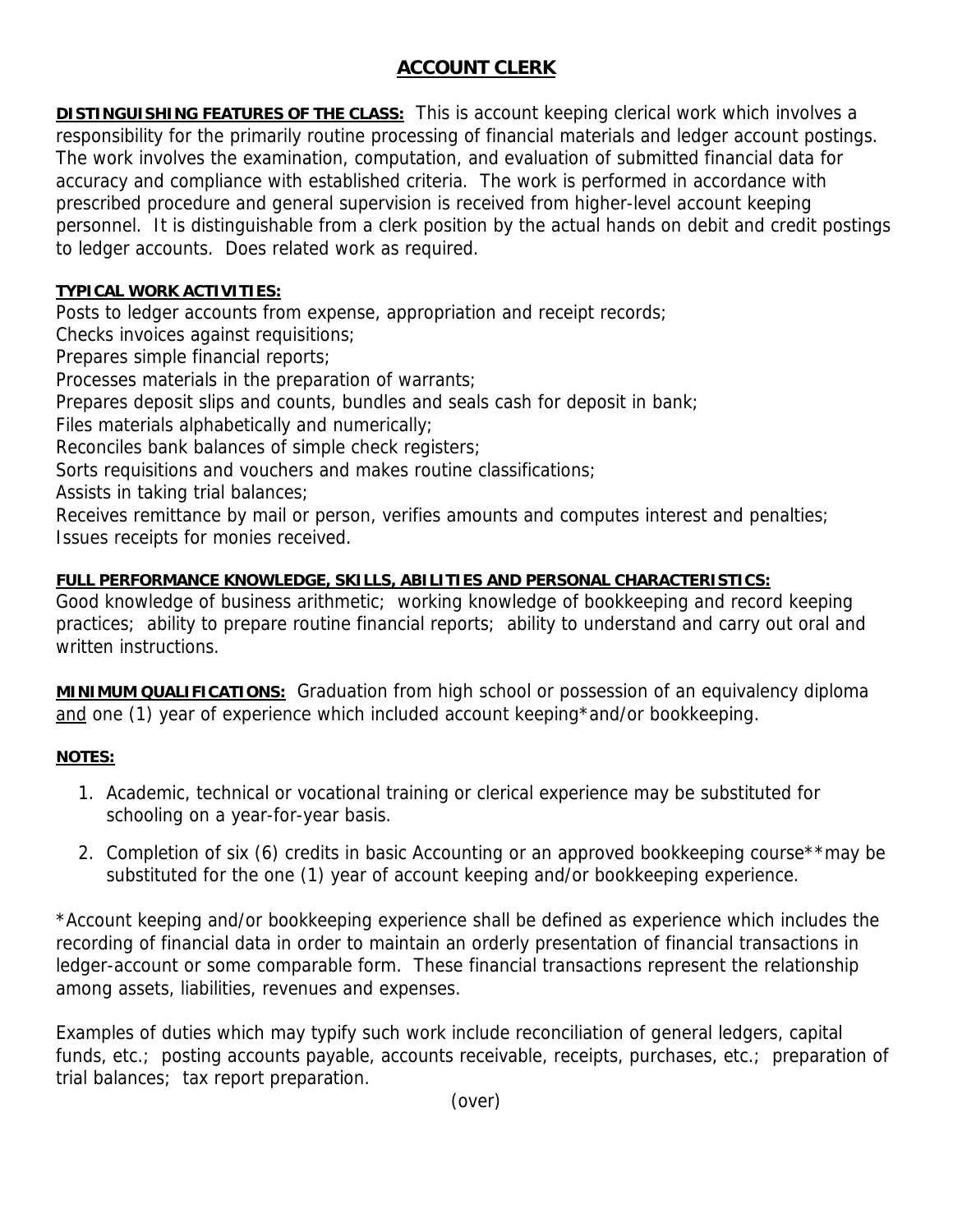# ACCOUNT CLERK

**DISTINGUISHING FEATURES OF THE CLASS:** This is account keeping clerical work which involves a responsibility for the primarily routine processing of financial materials and ledger account postings. The work involves the examination, computation, and evaluation of submitted financial data for accuracy and compliance with established criteria. The work is performed in accordance with prescribed procedure and general supervision is received from higher-level account keeping personnel. It is distinguishable from a clerk position by the actual hands on debit and credit postings to ledger accounts. Does related work as required.

**TYPICAL WORK ACTIVITIES:**

Posts to ledger accounts from expense, appropriation and receipt records;
Checks invoices against requisitions;
Prepares simple financial reports;
Processes materials in the preparation of warrants;
Prepares deposit slips and counts, bundles and seals cash for deposit in bank;
Files materials alphabetically and numerically;
Reconciles bank balances of simple check registers;
Sorts requisitions and vouchers and makes routine classifications;
Assists in taking trial balances;
Receives remittance by mail or person, verifies amounts and computes interest and penalties;
Issues receipts for monies received.

**FULL PERFORMANCE KNOWLEDGE, SKILLS, ABILITIES AND PERSONAL CHARACTERISTICS:**

Good knowledge of business arithmetic; working knowledge of bookkeeping and record keeping practices; ability to prepare routine financial reports; ability to understand and carry out oral and written instructions.

**MINIMUM QUALIFICATIONS:** Graduation from high school or possession of an equivalency diploma and one (1) year of experience which included account keeping*and/or bookkeeping.

**NOTES:**

1. Academic, technical or vocational training or clerical experience may be substituted for schooling on a year-for-year basis.
2. Completion of six (6) credits in basic Accounting or an approved bookkeeping course**may be substituted for the one (1) year of account keeping and/or bookkeeping experience.

*Account keeping and/or bookkeeping experience shall be defined as experience which includes the recording of financial data in order to maintain an orderly presentation of financial transactions in ledger-account or some comparable form. These financial transactions represent the relationship among assets, liabilities, revenues and expenses.

Examples of duties which may typify such work include reconciliation of general ledgers, capital funds, etc.; posting accounts payable, accounts receivable, receipts, purchases, etc.; preparation of trial balances; tax report preparation.

(over)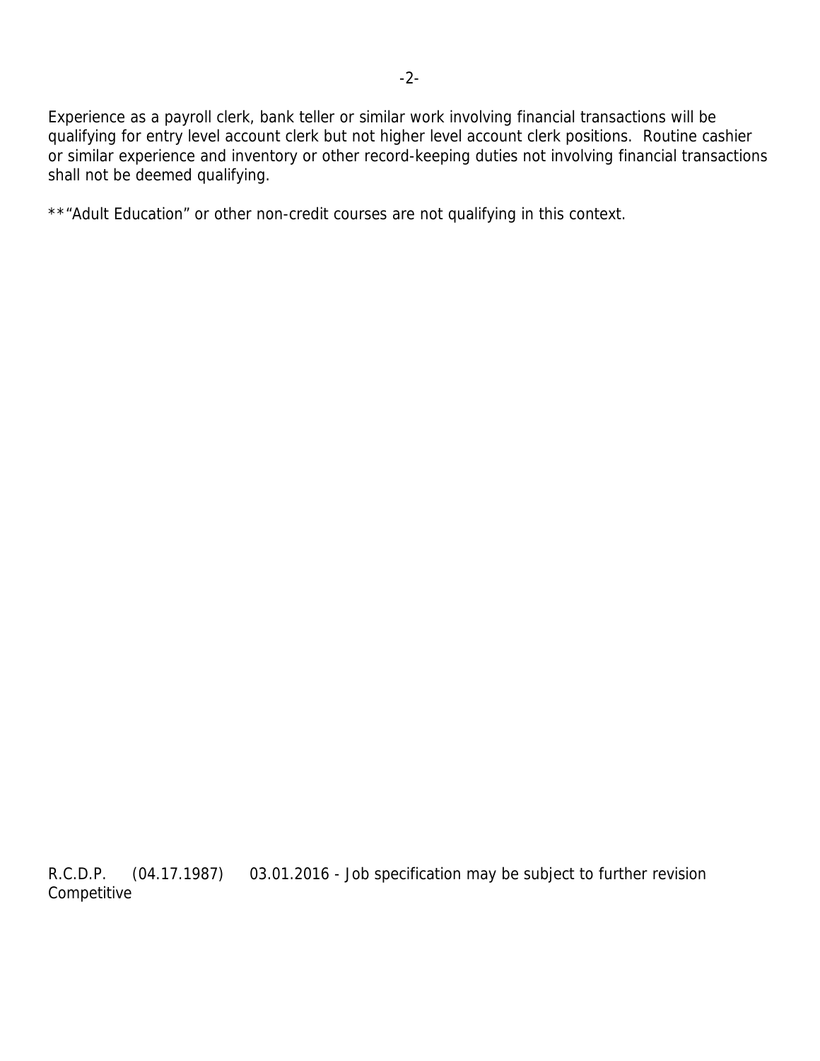Experience as a payroll clerk, bank teller or similar work involving financial transactions will be qualifying for entry level account clerk but not higher level account clerk positions. Routine cashier or similar experience and inventory or other record-keeping duties not involving financial transactions shall not be deemed qualifying.

**"Adult Education" or other non-credit courses are not qualifying in this context.

R.C.D.P. (04.17.1987) 03.01.2016 - Job specification may be subject to further revision
Competitive